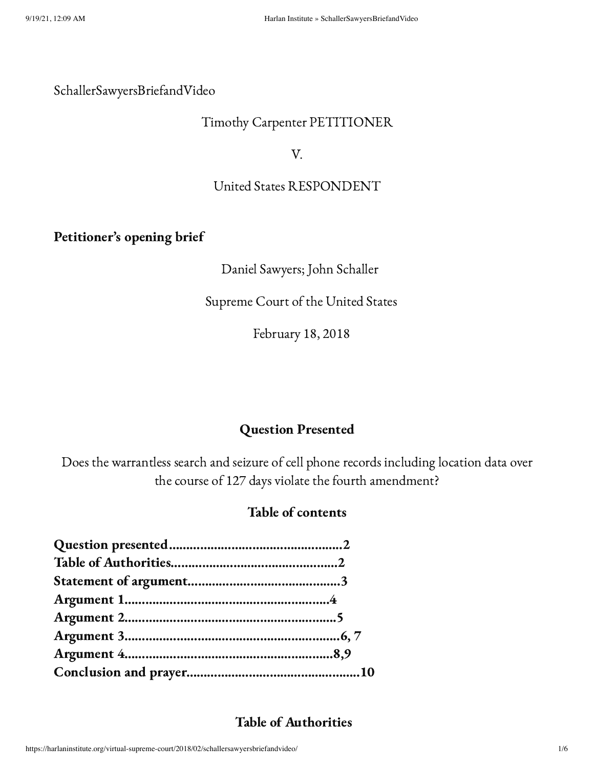SchallerSawyersBriefandVideo

Timothy Carpenter PETITIONER

V.

United States RESPONDENT

**Petitioner's opening brief**

Daniel Sawyers; John Schaller

Supreme Court of the United States

February 18, 2018

## Question Presented

Does the warrantless search and seizure of cell phone records including location data over the course of 127 days violate the fourth amendment?

## Table of contents

**Question presented..................................................2**
**Table of Authorities...............................................2**
**Statement of argument...........................................3**
**Argument 1...........................................................4**
**Argument 2.............................................................5**
**Argument 3..............................................................6, 7**
**Argument 4............................................................8,9**
**Conclusion and prayer..................................................10**

## Table of Authorities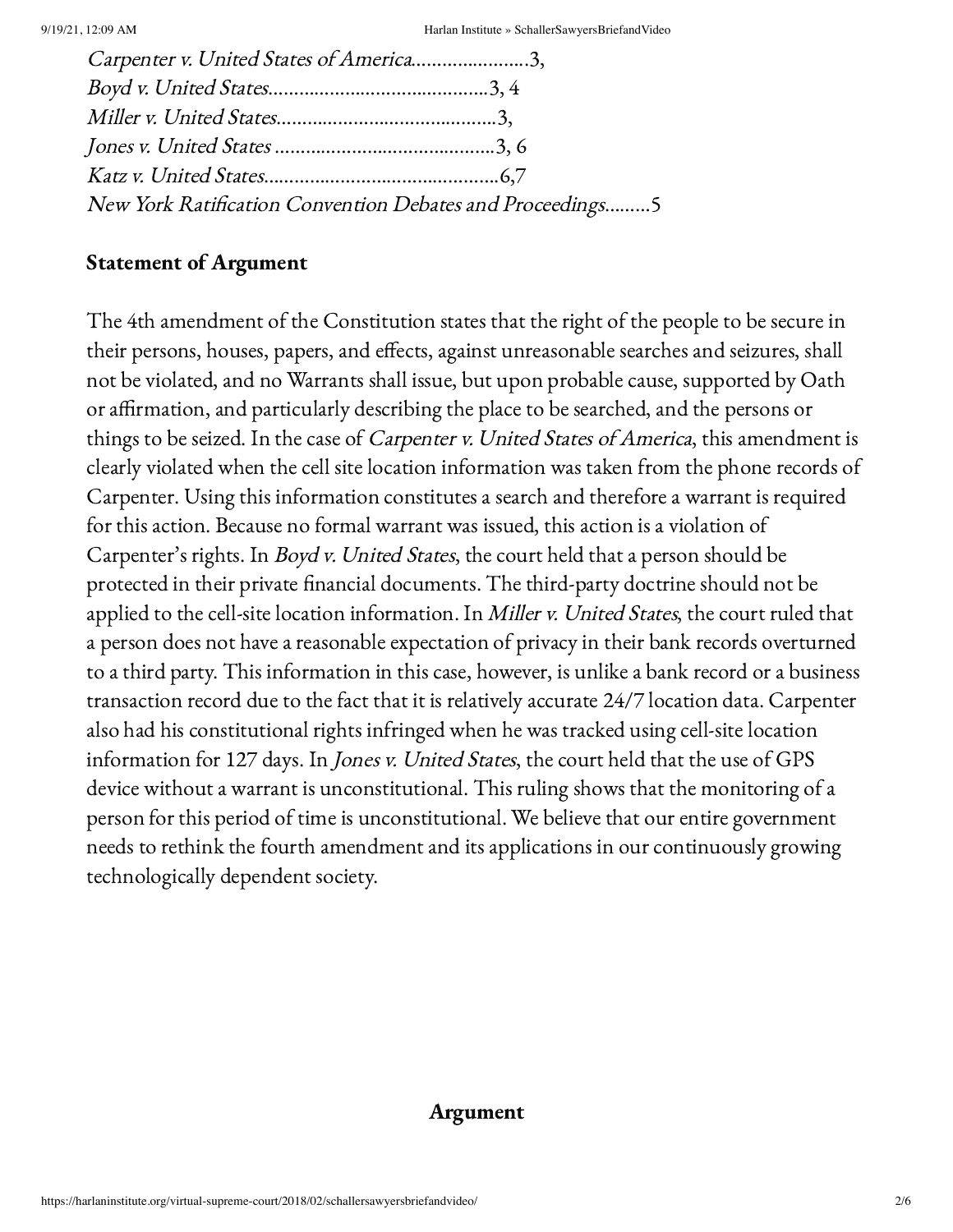*Carpenter v. United States of America*.......................3,
*Boyd v. United States*...........................................3, 4
*Miller v. United States*...........................................3,
*Jones v. United States* ...........................................3, 6
*Katz v. United States*..............................................6,7
*New York Ratification Convention Debates and Proceedings*.........5

**Statement of Argument**

The 4th amendment of the Constitution states that the right of the people to be secure in their persons, houses, papers, and effects, against unreasonable searches and seizures, shall not be violated, and no Warrants shall issue, but upon probable cause, supported by Oath or affirmation, and particularly describing the place to be searched, and the persons or things to be seized. In the case of *Carpenter v. United States of America*, this amendment is clearly violated when the cell site location information was taken from the phone records of Carpenter. Using this information constitutes a search and therefore a warrant is required for this action. Because no formal warrant was issued, this action is a violation of Carpenter's rights. In *Boyd v. United States*, the court held that a person should be protected in their private financial documents. The third-party doctrine should not be applied to the cell-site location information. In *Miller v. United States*, the court ruled that a person does not have a reasonable expectation of privacy in their bank records overturned to a third party. This information in this case, however, is unlike a bank record or a business transaction record due to the fact that it is relatively accurate 24/7 location data. Carpenter also had his constitutional rights infringed when he was tracked using cell-site location information for 127 days. In *Jones v. United States*, the court held that the use of GPS device without a warrant is unconstitutional. This ruling shows that the monitoring of a person for this period of time is unconstitutional. We believe that our entire government needs to rethink the fourth amendment and its applications in our continuously growing technologically dependent society.

**Argument**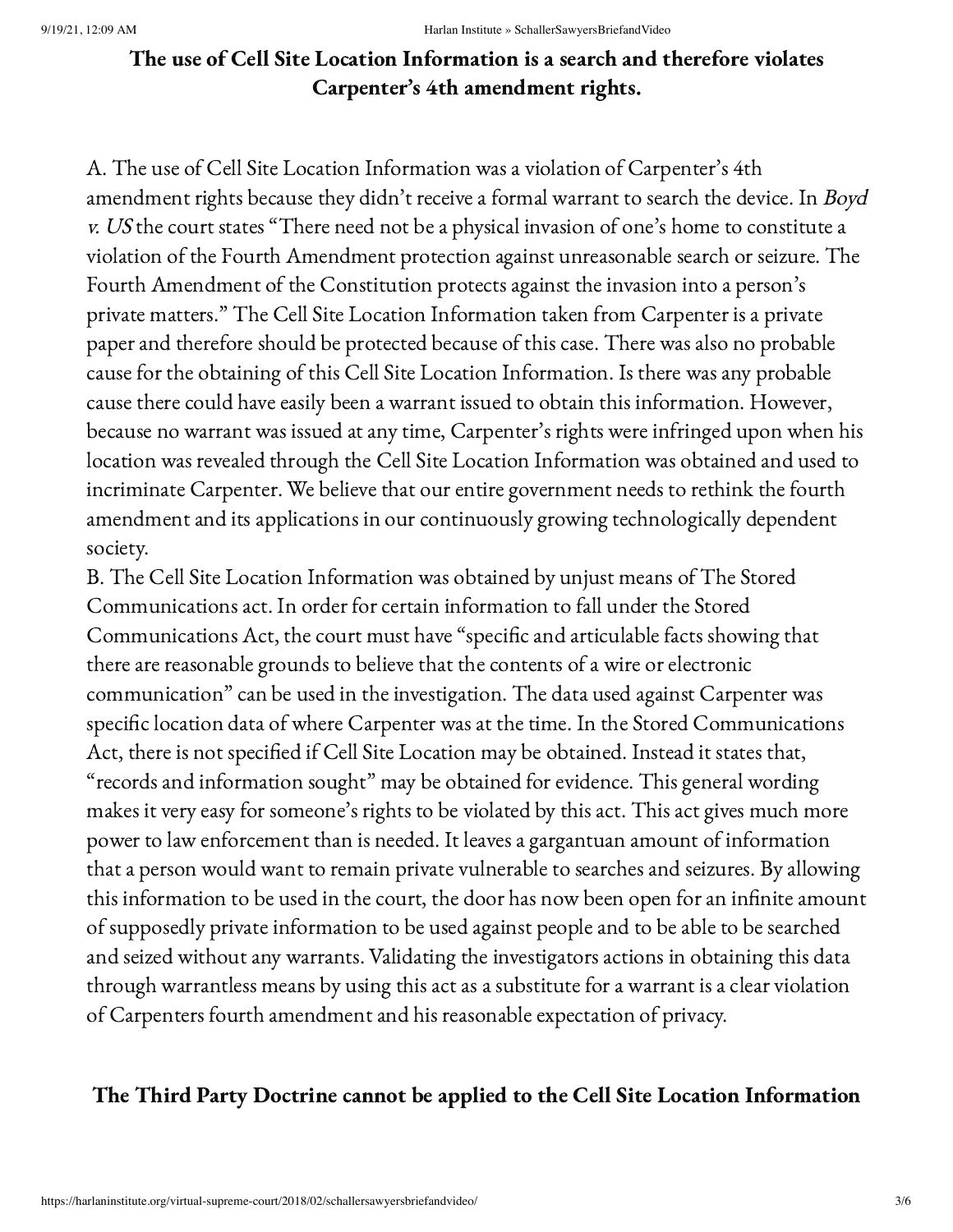## The use of Cell Site Location Information is a search and therefore violates Carpenter's 4th amendment rights.

A. The use of Cell Site Location Information was a violation of Carpenter's 4th amendment rights because they didn't receive a formal warrant to search the device. In *Boyd v. US* the court states "There need not be a physical invasion of one's home to constitute a violation of the Fourth Amendment protection against unreasonable search or seizure. The Fourth Amendment of the Constitution protects against the invasion into a person's private matters." The Cell Site Location Information taken from Carpenter is a private paper and therefore should be protected because of this case. There was also no probable cause for the obtaining of this Cell Site Location Information. Is there was any probable cause there could have easily been a warrant issued to obtain this information. However, because no warrant was issued at any time, Carpenter's rights were infringed upon when his location was revealed through the Cell Site Location Information was obtained and used to incriminate Carpenter. We believe that our entire government needs to rethink the fourth amendment and its applications in our continuously growing technologically dependent society.

B. The Cell Site Location Information was obtained by unjust means of The Stored Communications act. In order for certain information to fall under the Stored Communications Act, the court must have "specific and articulable facts showing that there are reasonable grounds to believe that the contents of a wire or electronic communication" can be used in the investigation. The data used against Carpenter was specific location data of where Carpenter was at the time. In the Stored Communications Act, there is not specified if Cell Site Location may be obtained. Instead it states that, "records and information sought" may be obtained for evidence. This general wording makes it very easy for someone's rights to be violated by this act. This act gives much more power to law enforcement than is needed. It leaves a gargantuan amount of information that a person would want to remain private vulnerable to searches and seizures. By allowing this information to be used in the court, the door has now been open for an infinite amount of supposedly private information to be used against people and to be able to be searched and seized without any warrants. Validating the investigators actions in obtaining this data through warrantless means by using this act as a substitute for a warrant is a clear violation of Carpenters fourth amendment and his reasonable expectation of privacy.

## The Third Party Doctrine cannot be applied to the Cell Site Location Information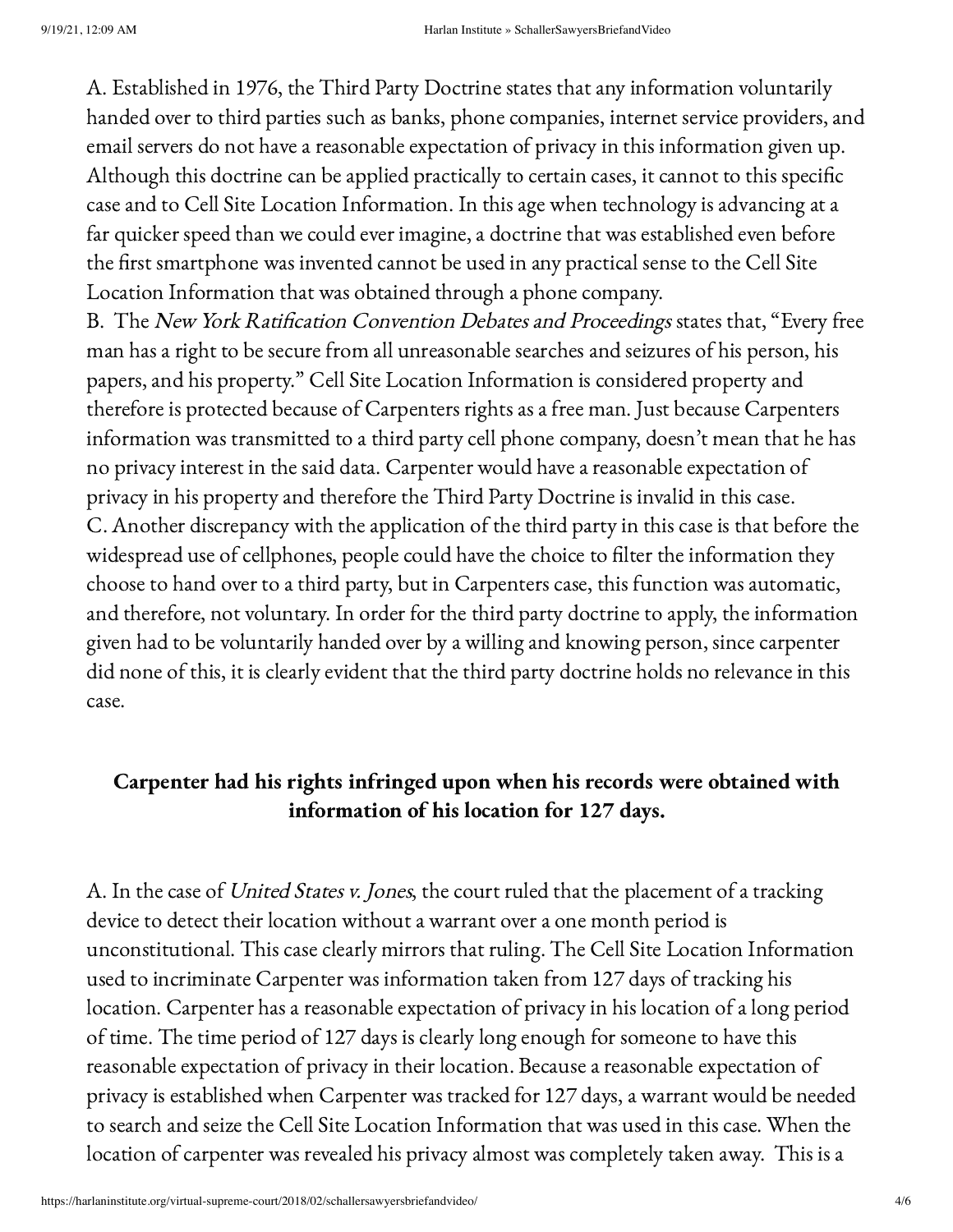A. Established in 1976, the Third Party Doctrine states that any information voluntarily handed over to third parties such as banks, phone companies, internet service providers, and email servers do not have a reasonable expectation of privacy in this information given up. Although this doctrine can be applied practically to certain cases, it cannot to this specific case and to Cell Site Location Information. In this age when technology is advancing at a far quicker speed than we could ever imagine, a doctrine that was established even before the first smartphone was invented cannot be used in any practical sense to the Cell Site Location Information that was obtained through a phone company.

B. The *New York Ratification Convention Debates and Proceedings* states that, "Every free man has a right to be secure from all unreasonable searches and seizures of his person, his papers, and his property." Cell Site Location Information is considered property and therefore is protected because of Carpenters rights as a free man. Just because Carpenters information was transmitted to a third party cell phone company, doesn't mean that he has no privacy interest in the said data. Carpenter would have a reasonable expectation of privacy in his property and therefore the Third Party Doctrine is invalid in this case.

C. Another discrepancy with the application of the third party in this case is that before the widespread use of cellphones, people could have the choice to filter the information they choose to hand over to a third party, but in Carpenters case, this function was automatic, and therefore, not voluntary. In order for the third party doctrine to apply, the information given had to be voluntarily handed over by a willing and knowing person, since carpenter did none of this, it is clearly evident that the third party doctrine holds no relevance in this case.

**Carpenter had his rights infringed upon when his records were obtained with information of his location for 127 days.**

A. In the case of *United States v. Jones*, the court ruled that the placement of a tracking device to detect their location without a warrant over a one month period is unconstitutional. This case clearly mirrors that ruling. The Cell Site Location Information used to incriminate Carpenter was information taken from 127 days of tracking his location. Carpenter has a reasonable expectation of privacy in his location of a long period of time. The time period of 127 days is clearly long enough for someone to have this reasonable expectation of privacy in their location. Because a reasonable expectation of privacy is established when Carpenter was tracked for 127 days, a warrant would be needed to search and seize the Cell Site Location Information that was used in this case. When the location of carpenter was revealed his privacy almost was completely taken away. This is a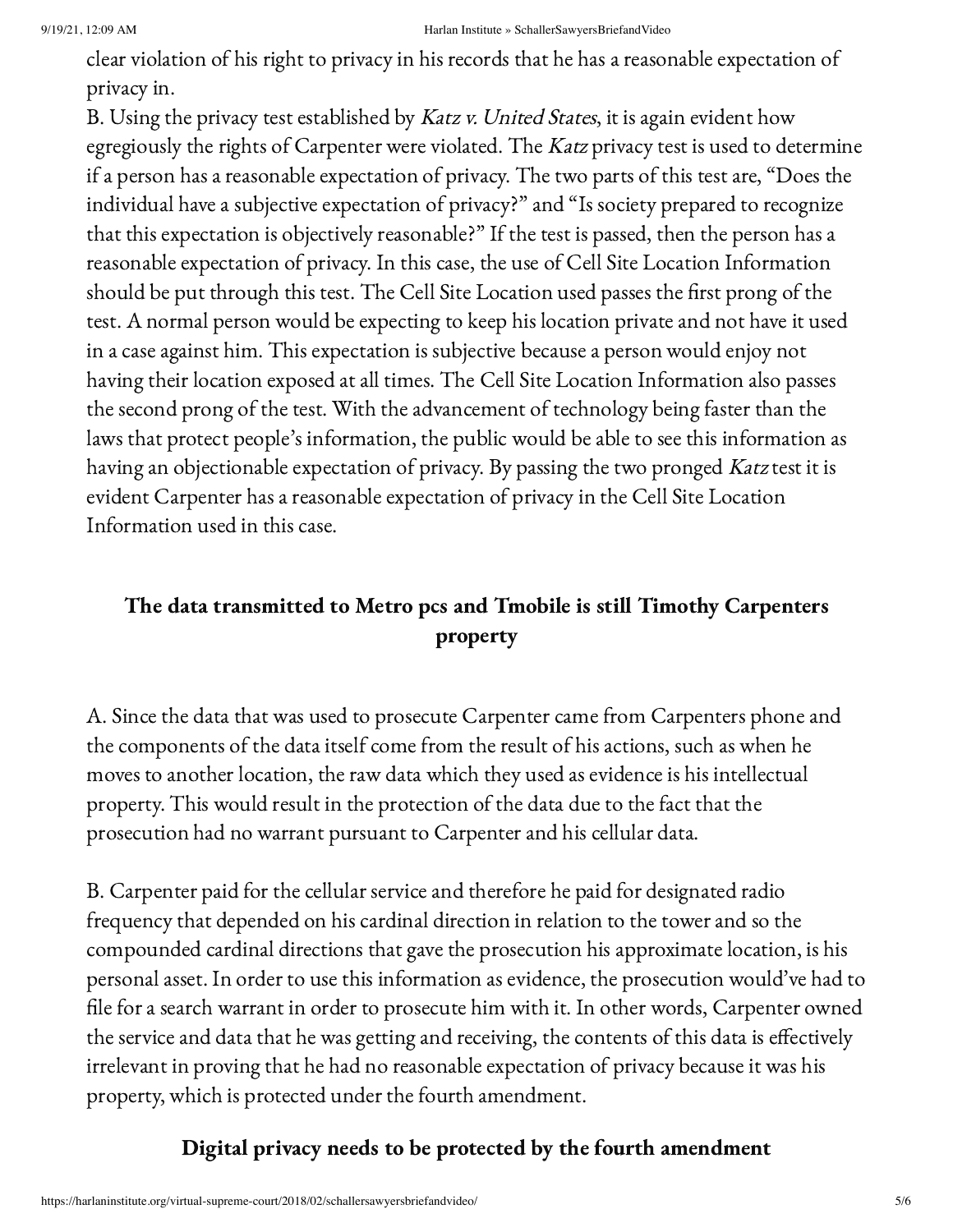clear violation of his right to privacy in his records that he has a reasonable expectation of privacy in.

B. Using the privacy test established by *Katz v. United States*, it is again evident how egregiously the rights of Carpenter were violated. The *Katz* privacy test is used to determine if a person has a reasonable expectation of privacy. The two parts of this test are, "Does the individual have a subjective expectation of privacy?" and "Is society prepared to recognize that this expectation is objectively reasonable?" If the test is passed, then the person has a reasonable expectation of privacy. In this case, the use of Cell Site Location Information should be put through this test. The Cell Site Location used passes the first prong of the test. A normal person would be expecting to keep his location private and not have it used in a case against him. This expectation is subjective because a person would enjoy not having their location exposed at all times. The Cell Site Location Information also passes the second prong of the test. With the advancement of technology being faster than the laws that protect people's information, the public would be able to see this information as having an objectionable expectation of privacy. By passing the two pronged *Katz* test it is evident Carpenter has a reasonable expectation of privacy in the Cell Site Location Information used in this case.

### The data transmitted to Metro pcs and Tmobile is still Timothy Carpenters property

A. Since the data that was used to prosecute Carpenter came from Carpenters phone and the components of the data itself come from the result of his actions, such as when he moves to another location, the raw data which they used as evidence is his intellectual property. This would result in the protection of the data due to the fact that the prosecution had no warrant pursuant to Carpenter and his cellular data.

B. Carpenter paid for the cellular service and therefore he paid for designated radio frequency that depended on his cardinal direction in relation to the tower and so the compounded cardinal directions that gave the prosecution his approximate location, is his personal asset. In order to use this information as evidence, the prosecution would've had to file for a search warrant in order to prosecute him with it. In other words, Carpenter owned the service and data that he was getting and receiving, the contents of this data is effectively irrelevant in proving that he had no reasonable expectation of privacy because it was his property, which is protected under the fourth amendment.

### Digital privacy needs to be protected by the fourth amendment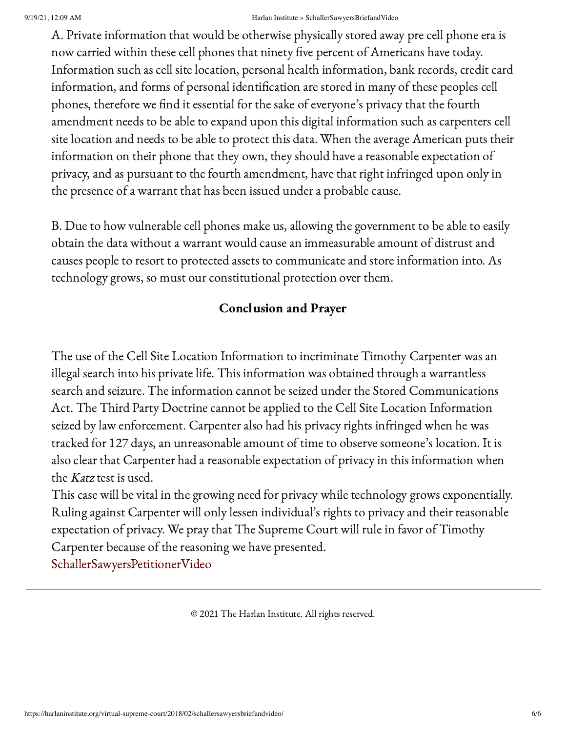A. Private information that would be otherwise physically stored away pre cell phone era is now carried within these cell phones that ninety five percent of Americans have today. Information such as cell site location, personal health information, bank records, credit card information, and forms of personal identification are stored in many of these peoples cell phones, therefore we find it essential for the sake of everyone's privacy that the fourth amendment needs to be able to expand upon this digital information such as carpenters cell site location and needs to be able to protect this data. When the average American puts their information on their phone that they own, they should have a reasonable expectation of privacy, and as pursuant to the fourth amendment, have that right infringed upon only in the presence of a warrant that has been issued under a probable cause.

B. Due to how vulnerable cell phones make us, allowing the government to be able to easily obtain the data without a warrant would cause an immeasurable amount of distrust and causes people to resort to protected assets to communicate and store information into. As technology grows, so must our constitutional protection over them.

## Conclusion and Prayer

The use of the Cell Site Location Information to incriminate Timothy Carpenter was an illegal search into his private life. This information was obtained through a warrantless search and seizure. The information cannot be seized under the Stored Communications Act. The Third Party Doctrine cannot be applied to the Cell Site Location Information seized by law enforcement. Carpenter also had his privacy rights infringed when he was tracked for 127 days, an unreasonable amount of time to observe someone's location. It is also clear that Carpenter had a reasonable expectation of privacy in this information when the *Katz* test is used.

This case will be vital in the growing need for privacy while technology grows exponentially. Ruling against Carpenter will only lessen individual's rights to privacy and their reasonable expectation of privacy. We pray that The Supreme Court will rule in favor of Timothy Carpenter because of the reasoning we have presented.

SchallerSawyersPetitionerVideo

© 2021 The Harlan Institute. All rights reserved.